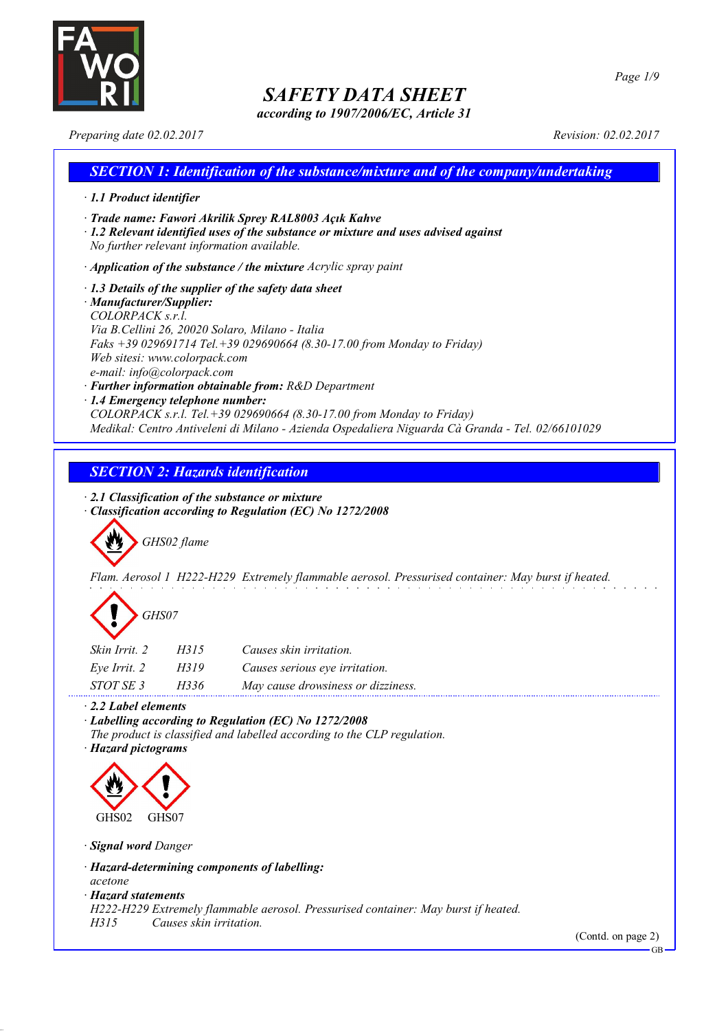# SAFETY DATA SHEET

*according to 1907/2006/EC, Article 31*

*Preparing date 02.02.2017* *Revision: 02.02.2017*

## SECTION 1: Identification of the substance/mixture and of the company/undertaking

· **1.1 Product identifier**

· **Trade name: Fawori Akrilik Sprey RAL8003 Açık Kahve**

· **1.2 Relevant identified uses of the substance or mixture and uses advised against**
No further relevant information available.

· **Application of the substance / the mixture** Acrylic spray paint

· **1.3 Details of the supplier of the safety data sheet**

· **Manufacturer/Supplier:**
COLORPACK s.r.l.
Via B.Cellini 26, 20020 Solaro, Milano - Italia
Faks +39 029691714 Tel.+39 029690664 (8.30-17.00 from Monday to Friday)
Web sitesi: www.colorpack.com
e-mail: info@colorpack.com

· **Further information obtainable from:** R&D Department

· **1.4 Emergency telephone number:**
COLORPACK s.r.l. Tel.+39 029690664 (8.30-17.00 from Monday to Friday)
Medikal: Centro Antiveleni di Milano - Azienda Ospedaliera Niguarda Cà Granda - Tel. 02/66101029

## SECTION 2: Hazards identification

· **2.1 Classification of the substance or mixture**

· **Classification according to Regulation (EC) No 1272/2008**

GHS02 flame

Flam. Aerosol 1 H222-H229 Extremely flammable aerosol. Pressurised container: May burst if heated.

GHS07

| | | |
|---|---|---|
| Skin Irrit. 2 | H315 | Causes skin irritation. |
| Eye Irrit. 2 | H319 | Causes serious eye irritation. |
| STOT SE 3 | H336 | May cause drowsiness or dizziness. |

· **2.2 Label elements**

· **Labelling according to Regulation (EC) No 1272/2008**
The product is classified and labelled according to the CLP regulation.

· **Hazard pictograms**

GHS02 GHS07

· **Signal word** Danger

· **Hazard-determining components of labelling:**
acetone

· **Hazard statements**
H222-H229 Extremely flammable aerosol. Pressurised container: May burst if heated.
H315 Causes skin irritation.

(Contd. on page 2)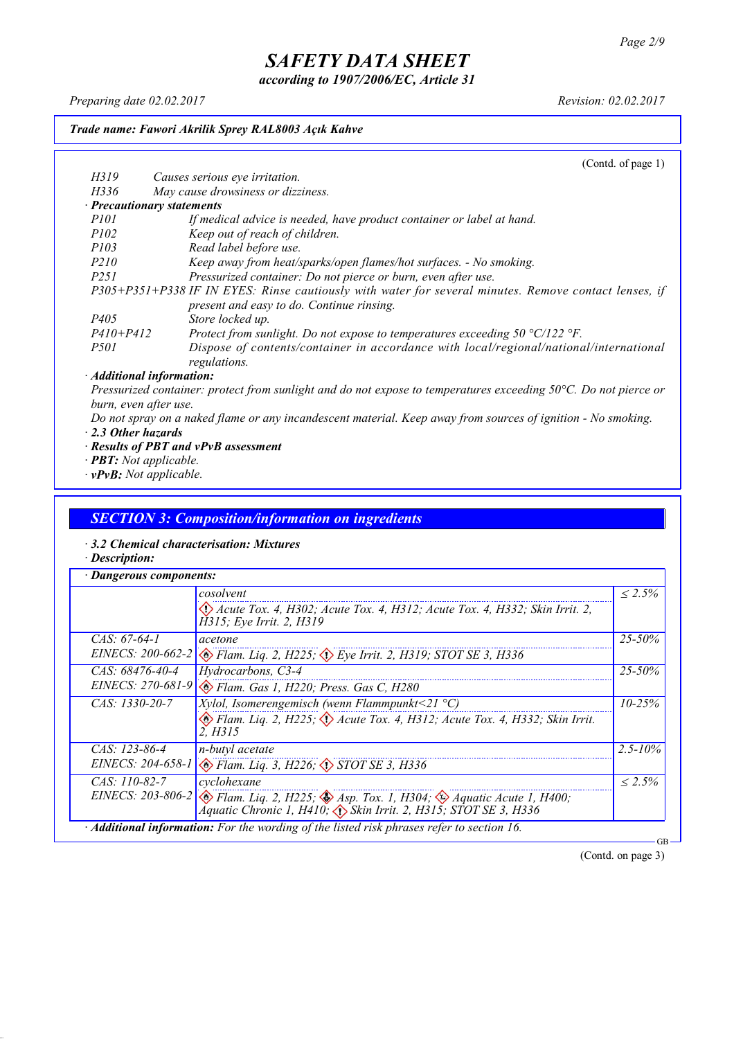# SAFETY DATA SHEET

*according to 1907/2006/EC, Article 31*

*Preparing date 02.02.2017* | *Revision: 02.02.2017*

**Trade name: Fawori Akrilik Sprey RAL8003 Açık Kahve**

(Contd. of page 1)

| | |
|---|---|
| *H319* | *Causes serious eye irritation.* |
| *H336* | *May cause drowsiness or dizziness.* |

· **Precautionary statements**

| | |
|---|---|
| *P101* | *If medical advice is needed, have product container or label at hand.* |
| *P102* | *Keep out of reach of children.* |
| *P103* | *Read label before use.* |
| *P210* | *Keep away from heat/sparks/open flames/hot surfaces. - No smoking.* |
| *P251* | *Pressurized container: Do not pierce or burn, even after use.* |
| *P305+P351+P338* | *IF IN EYES: Rinse cautiously with water for several minutes. Remove contact lenses, if present and easy to do. Continue rinsing.* |
| *P405* | *Store locked up.* |
| *P410+P412* | *Protect from sunlight. Do not expose to temperatures exceeding 50 °C/122 °F.* |
| *P501* | *Dispose of contents/container in accordance with local/regional/national/international regulations.* |

· **Additional information:**

*Pressurized container: protect from sunlight and do not expose to temperatures exceeding 50°C. Do not pierce or burn, even after use.*

*Do not spray on a naked flame or any incandescent material. Keep away from sources of ignition - No smoking.*

· **2.3 Other hazards**

· **Results of PBT and vPvB assessment**

· **PBT:** *Not applicable.*

· **vPvB:** *Not applicable.*

## SECTION 3: Composition/information on ingredients

· **3.2 Chemical characterisation: Mixtures**

· **Description:**

· **Dangerous components:**

| | | |
|---|---|---|
| | *cosolvent*<br>*Acute Tox. 4, H302; Acute Tox. 4, H312; Acute Tox. 4, H332; Skin Irrit. 2, H315; Eye Irrit. 2, H319* | *≤ 2.5%* |
| *CAS: 67-64-1*<br>*EINECS: 200-662-2* | *acetone*<br>*Flam. Liq. 2, H225; Eye Irrit. 2, H319; STOT SE 3, H336* | *25-50%* |
| *CAS: 68476-40-4*<br>*EINECS: 270-681-9* | *Hydrocarbons, C3-4*<br>*Flam. Gas 1, H220; Press. Gas C, H280* | *25-50%* |
| *CAS: 1330-20-7* | *Xylol, Isomerengemisch (wenn Flammpunkt<21 °C)*<br>*Flam. Liq. 2, H225; Acute Tox. 4, H312; Acute Tox. 4, H332; Skin Irrit. 2, H315* | *10-25%* |
| *CAS: 123-86-4*<br>*EINECS: 204-658-1* | *n-butyl acetate*<br>*Flam. Liq. 3, H226; STOT SE 3, H336* | *2.5-10%* |
| *CAS: 110-82-7*<br>*EINECS: 203-806-2* | *cyclohexane*<br>*Flam. Liq. 2, H225; Asp. Tox. 1, H304; Aquatic Acute 1, H400; Aquatic Chronic 1, H410; Skin Irrit. 2, H315; STOT SE 3, H336* | *≤ 2.5%* |

· **Additional information:** *For the wording of the listed risk phrases refer to section 16.*

(Contd. on page 3)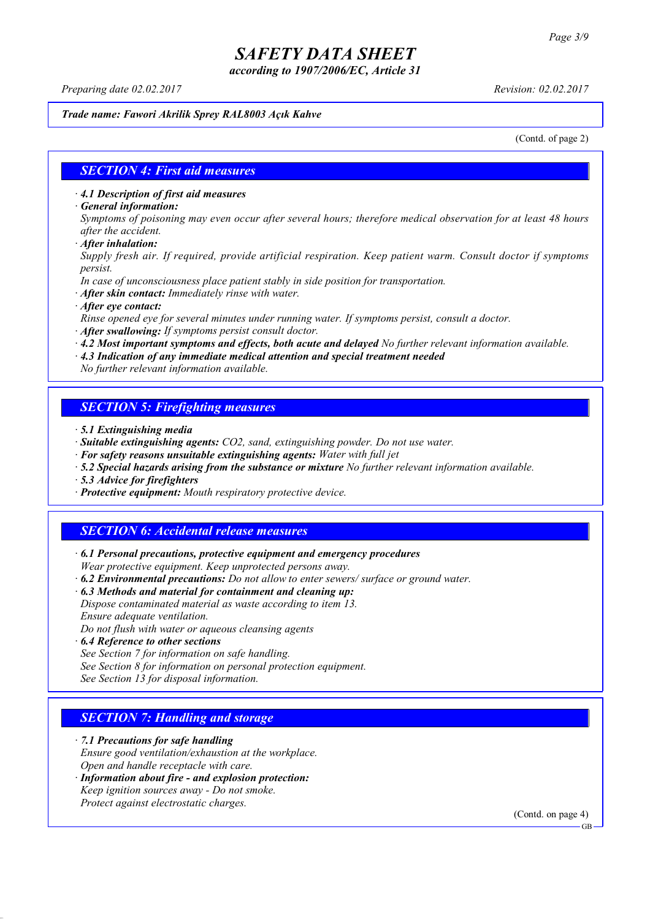*Trade name: Fawori Akrilik Sprey RAL8003 Açık Kahve*

(Contd. of page 2)

## SECTION 4: First aid measures

· ***4.1 Description of first aid measures***
· ***General information:***
*Symptoms of poisoning may even occur after several hours; therefore medical observation for at least 48 hours after the accident.*
· ***After inhalation:***
*Supply fresh air. If required, provide artificial respiration. Keep patient warm. Consult doctor if symptoms persist.*
*In case of unconsciousness place patient stably in side position for transportation.*
· ***After skin contact:*** *Immediately rinse with water.*
· ***After eye contact:***
*Rinse opened eye for several minutes under running water. If symptoms persist, consult a doctor.*
· ***After swallowing:*** *If symptoms persist consult doctor.*
· ***4.2 Most important symptoms and effects, both acute and delayed*** *No further relevant information available.*
· ***4.3 Indication of any immediate medical attention and special treatment needed***
*No further relevant information available.*

## SECTION 5: Firefighting measures

· ***5.1 Extinguishing media***
· ***Suitable extinguishing agents:*** *$CO_2$, sand, extinguishing powder. Do not use water.*
· ***For safety reasons unsuitable extinguishing agents:*** *Water with full jet*
· ***5.2 Special hazards arising from the substance or mixture*** *No further relevant information available.*
· ***5.3 Advice for firefighters***
· ***Protective equipment:*** *Mouth respiratory protective device.*

## SECTION 6: Accidental release measures

· ***6.1 Personal precautions, protective equipment and emergency procedures***
*Wear protective equipment. Keep unprotected persons away.*
· ***6.2 Environmental precautions:*** *Do not allow to enter sewers/ surface or ground water.*
· ***6.3 Methods and material for containment and cleaning up:***
*Dispose contaminated material as waste according to item 13.*
*Ensure adequate ventilation.*
*Do not flush with water or aqueous cleansing agents*
· ***6.4 Reference to other sections***
*See Section 7 for information on safe handling.*
*See Section 8 for information on personal protection equipment.*
*See Section 13 for disposal information.*

## SECTION 7: Handling and storage

· ***7.1 Precautions for safe handling***
*Ensure good ventilation/exhaustion at the workplace.*
*Open and handle receptacle with care.*
· ***Information about fire - and explosion protection:***
*Keep ignition sources away - Do not smoke.*
*Protect against electrostatic charges.*

(Contd. on page 4)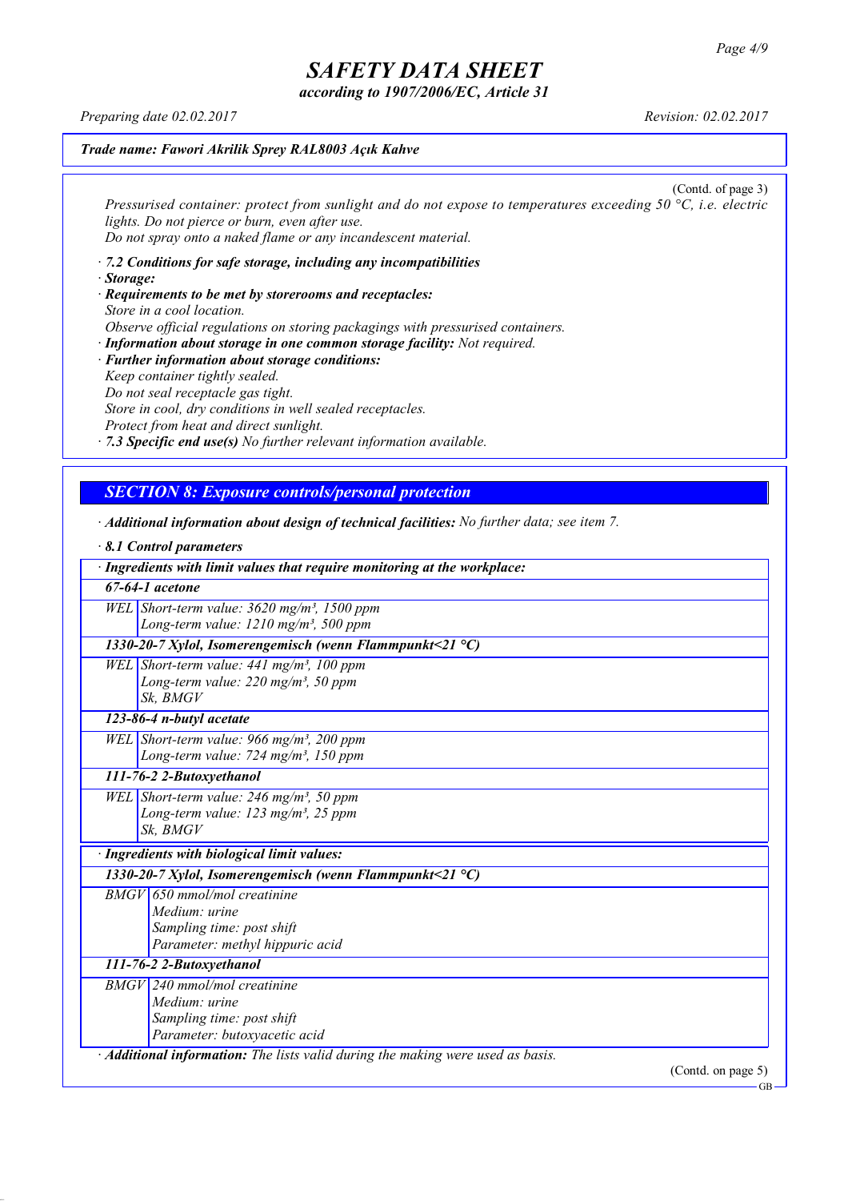**Trade name: Fawori Akrilik Sprey RAL8003 Açık Kahve**

(Contd. of page 3)

*Pressurised container: protect from sunlight and do not expose to temperatures exceeding 50 °C, i.e. electric lights. Do not pierce or burn, even after use.*
*Do not spray onto a naked flame or any incandescent material.*

· ***7.2 Conditions for safe storage, including any incompatibilities***
· ***Storage:***
· ***Requirements to be met by storerooms and receptacles:***
*Store in a cool location.*
*Observe official regulations on storing packagings with pressurised containers.*
· ***Information about storage in one common storage facility:*** *Not required.*
· ***Further information about storage conditions:***
*Keep container tightly sealed.*
*Do not seal receptacle gas tight.*
*Store in cool, dry conditions in well sealed receptacles.*
*Protect from heat and direct sunlight.*
· ***7.3 Specific end use(s)*** *No further relevant information available.*

## SECTION 8: Exposure controls/personal protection

· ***Additional information about design of technical facilities:*** *No further data; see item 7.*

· ***8.1 Control parameters***

| · Ingredients with limit values that require monitoring at the workplace: | |
|---|---|
| **67-64-1 acetone** | |
| WEL | Short-term value: 3620 mg/m³, 1500 ppm<br>Long-term value: 1210 mg/m³, 500 ppm |
| **1330-20-7 Xylol, Isomerengemisch (wenn Flammpunkt<21 °C)** | |
| WEL | Short-term value: 441 mg/m³, 100 ppm<br>Long-term value: 220 mg/m³, 50 ppm<br>Sk, BMGV |
| **123-86-4 n-butyl acetate** | |
| WEL | Short-term value: 966 mg/m³, 200 ppm<br>Long-term value: 724 mg/m³, 150 ppm |
| **111-76-2 2-Butoxyethanol** | |
| WEL | Short-term value: 246 mg/m³, 50 ppm<br>Long-term value: 123 mg/m³, 25 ppm<br>Sk, BMGV |

| · Ingredients with biological limit values: | |
|---|---|
| **1330-20-7 Xylol, Isomerengemisch (wenn Flammpunkt<21 °C)** | |
| BMGV | 650 mmol/mol creatinine<br>Medium: urine<br>Sampling time: post shift<br>Parameter: methyl hippuric acid |
| **111-76-2 2-Butoxyethanol** | |
| BMGV | 240 mmol/mol creatinine<br>Medium: urine<br>Sampling time: post shift<br>Parameter: butoxyacetic acid |

· ***Additional information:*** *The lists valid during the making were used as basis.*

(Contd. on page 5)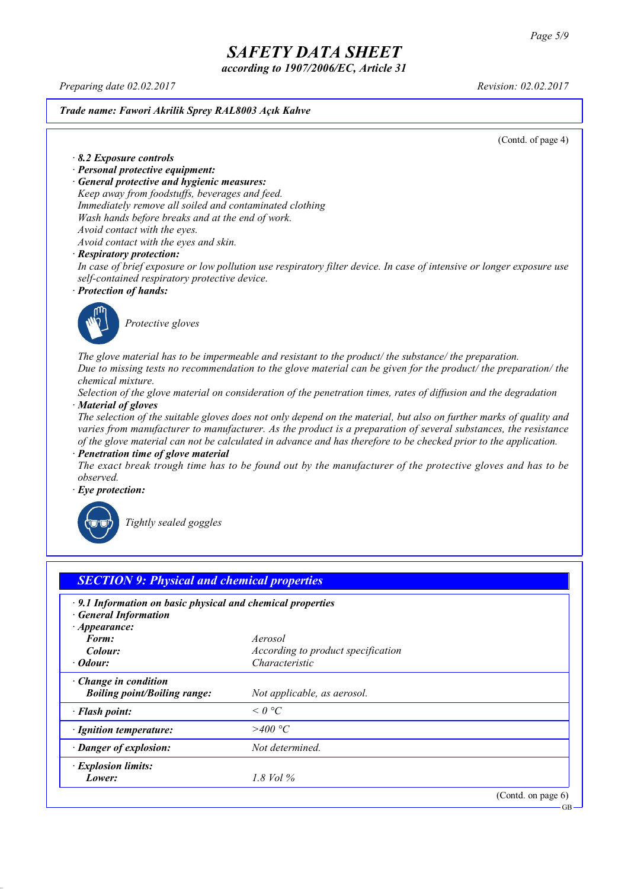Trade name: Fawori Akrilik Sprey RAL8003 Açık Kahve

(Contd. of page 4)

· **8.2 Exposure controls**
· **Personal protective equipment:**
· **General protective and hygienic measures:**
Keep away from foodstuffs, beverages and feed.
Immediately remove all soiled and contaminated clothing
Wash hands before breaks and at the end of work.
Avoid contact with the eyes.
Avoid contact with the eyes and skin.
· **Respiratory protection:**
In case of brief exposure or low pollution use respiratory filter device. In case of intensive or longer exposure use self-contained respiratory protective device.
· **Protection of hands:**

Protective gloves

The glove material has to be impermeable and resistant to the product/ the substance/ the preparation.
Due to missing tests no recommendation to the glove material can be given for the product/ the preparation/ the chemical mixture.
Selection of the glove material on consideration of the penetration times, rates of diffusion and the degradation
· **Material of gloves**
The selection of the suitable gloves does not only depend on the material, but also on further marks of quality and varies from manufacturer to manufacturer. As the product is a preparation of several substances, the resistance of the glove material can not be calculated in advance and has therefore to be checked prior to the application.
· **Penetration time of glove material**
The exact break trough time has to be found out by the manufacturer of the protective gloves and has to be observed.
· **Eye protection:**

Tightly sealed goggles

## SECTION 9: Physical and chemical properties

· **9.1 Information on basic physical and chemical properties**
· **General Information**
· **Appearance:**

| | |
|---|---|
| **Form:** | Aerosol |
| **Colour:** | According to product specification |
| · **Odour:** | Characteristic |
| · **Change in condition** **Boiling point/Boiling range:** | Not applicable, as aerosol. |
| · **Flash point:** | < 0 °C |
| · **Ignition temperature:** | >400 °C |
| · **Danger of explosion:** | Not determined. |
| · **Explosion limits:** **Lower:** | 1.8 Vol % |

(Contd. on page 6)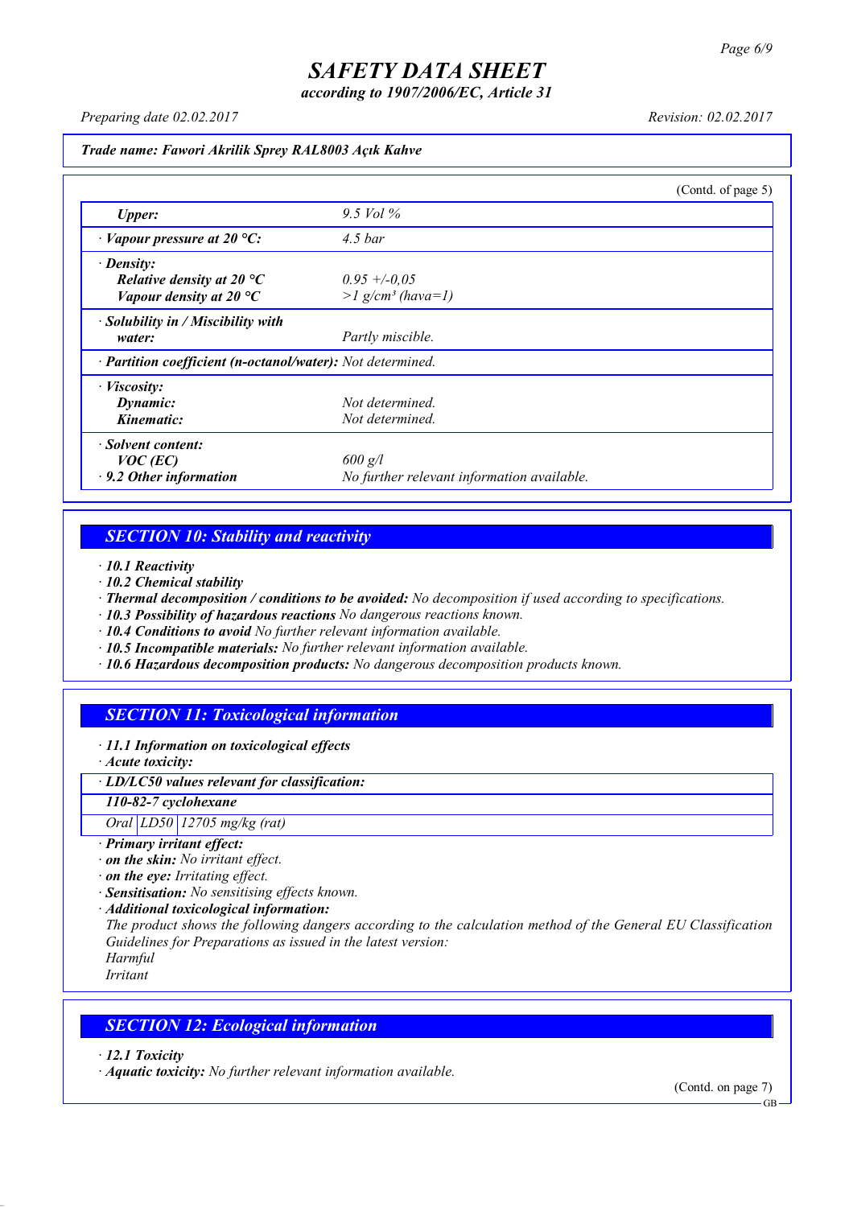# SAFETY DATA SHEET

*according to 1907/2006/EC, Article 31*

Preparing date 02.02.2017 | Revision: 02.02.2017

**Trade name: Fawori Akrilik Sprey RAL8003 Açık Kahve**

(Contd. of page 5)

| | |
|---|---|
| ***Upper:*** | *9.5 Vol %* |
| · ***Vapour pressure at 20 °C:*** | *4.5 bar* |
| · ***Density:*** | |
| ***Relative density at 20 °C*** | *0.95 +/-0,05* |
| ***Vapour density at 20 °C*** | *>1 g/cm³ (hava=1)* |
| · ***Solubility in / Miscibility with water:*** | *Partly miscible.* |
| · ***Partition coefficient (n-octanol/water):*** | *Not determined.* |
| · ***Viscosity:*** | |
| ***Dynamic:*** | *Not determined.* |
| ***Kinematic:*** | *Not determined.* |
| · ***Solvent content:*** | |
| ***VOC (EC)*** | *600 g/l* |
| · ***9.2 Other information*** | *No further relevant information available.* |

## SECTION 10: Stability and reactivity

· ***10.1 Reactivity***
· ***10.2 Chemical stability***
· ***Thermal decomposition / conditions to be avoided:*** *No decomposition if used according to specifications.*
· ***10.3 Possibility of hazardous reactions*** *No dangerous reactions known.*
· ***10.4 Conditions to avoid*** *No further relevant information available.*
· ***10.5 Incompatible materials:*** *No further relevant information available.*
· ***10.6 Hazardous decomposition products:*** *No dangerous decomposition products known.*

## SECTION 11: Toxicological information

· ***11.1 Information on toxicological effects***
· ***Acute toxicity:***

| · ***LD/LC50 values relevant for classification:*** | | |
|---|---|---|
| ***110-82-7 cyclohexane*** | | |
| *Oral* | *LD50* | *12705 mg/kg (rat)* |

· ***Primary irritant effect:***
· ***on the skin:*** *No irritant effect.*
· ***on the eye:*** *Irritating effect.*
· ***Sensitisation:*** *No sensitising effects known.*
· ***Additional toxicological information:***
*The product shows the following dangers according to the calculation method of the General EU Classification Guidelines for Preparations as issued in the latest version:*
*Harmful*
*Irritant*

## SECTION 12: Ecological information

· ***12.1 Toxicity***
· ***Aquatic toxicity:*** *No further relevant information available.*

(Contd. on page 7)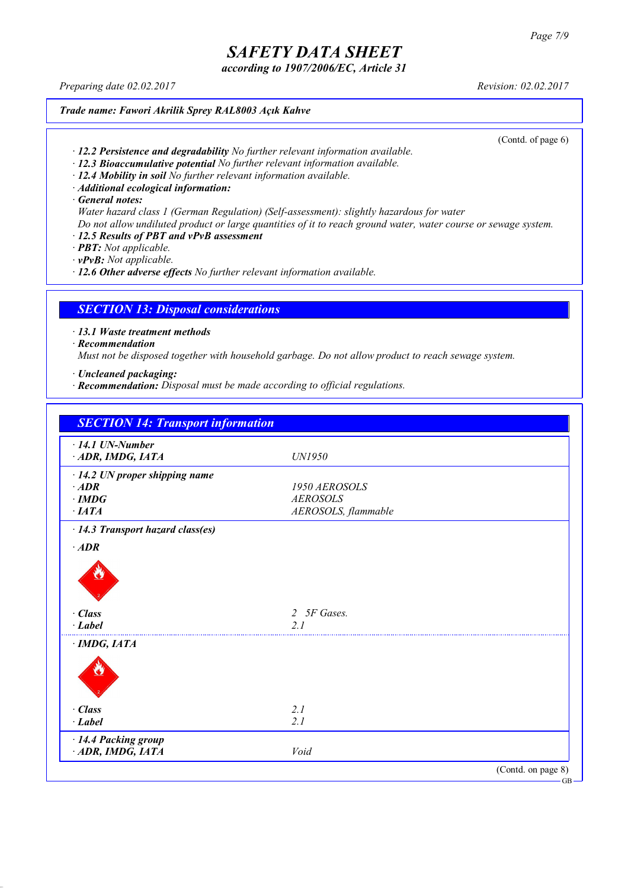Trade name: Fawori Akrilik Sprey RAL8003 Açık Kahve

(Contd. of page 6)

· **12.2 Persistence and degradability** No further relevant information available.
· **12.3 Bioaccumulative potential** No further relevant information available.
· **12.4 Mobility in soil** No further relevant information available.
· **Additional ecological information:**
· **General notes:**
Water hazard class 1 (German Regulation) (Self-assessment): slightly hazardous for water
Do not allow undiluted product or large quantities of it to reach ground water, water course or sewage system.
· **12.5 Results of PBT and vPvB assessment**
· **PBT:** Not applicable.
· **vPvB:** Not applicable.
· **12.6 Other adverse effects** No further relevant information available.

## SECTION 13: Disposal considerations

· **13.1 Waste treatment methods**
· **Recommendation**
Must not be disposed together with household garbage. Do not allow product to reach sewage system.

· **Uncleaned packaging:**
· **Recommendation:** Disposal must be made according to official regulations.

## SECTION 14: Transport information

| | |
|---|---|
| **· 14.1 UN-Number** | |
| **· ADR, IMDG, IATA** | UN1950 |
| **· 14.2 UN proper shipping name** | |
| **· ADR** | 1950 AEROSOLS |
| **· IMDG** | AEROSOLS |
| **· IATA** | AEROSOLS, flammable |
| **· 14.3 Transport hazard class(es)** | |
| **· ADR** | |
| **· Class** | 2 5F Gases. |
| **· Label** | 2.1 |
| **· IMDG, IATA** | |
| **· Class** | 2.1 |
| **· Label** | 2.1 |
| **· 14.4 Packing group** | |
| **· ADR, IMDG, IATA** | Void |

(Contd. on page 8)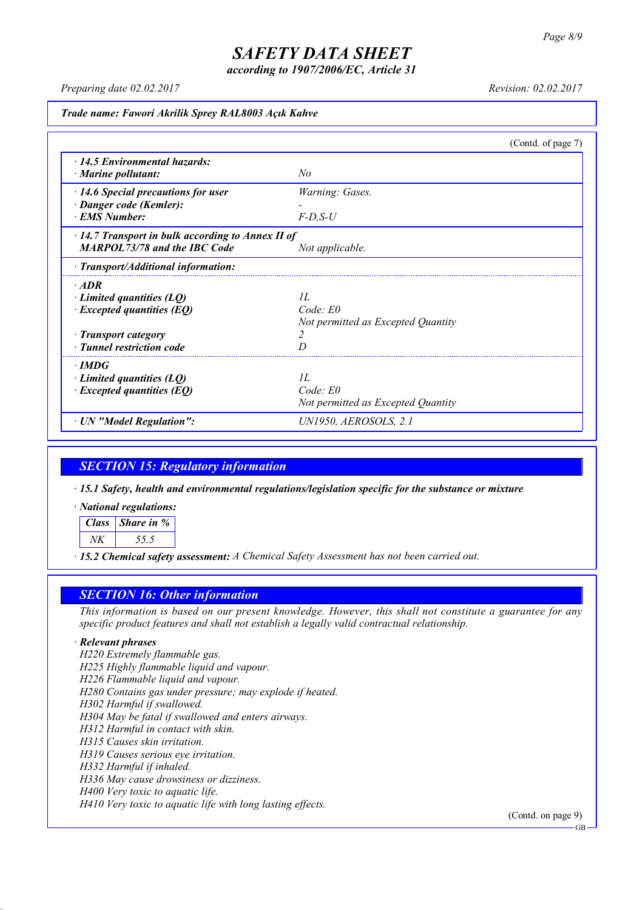**SAFETY DATA SHEET**
*according to 1907/2006/EC, Article 31*

*Preparing date 02.02.2017* *Revision: 02.02.2017*

***Trade name: Fawori Akrilik Sprey RAL8003 Açık Kahve***

(Contd. of page 7)

| | |
|---|---|
| · **14.5 Environmental hazards:** | |
| · **Marine pollutant:** | No |
| · **14.6 Special precautions for user** | Warning: Gases. |
| · **Danger code (Kemler):** | - |
| · **EMS Number:** | F-D,S-U |
| · **14.7 Transport in bulk according to Annex II of MARPOL73/78 and the IBC Code** | Not applicable. |
| · **Transport/Additional information:** | |
| · **ADR** | |
| · **Limited quantities (LQ)** | 1L |
| · **Excepted quantities (EQ)** | Code: E0<br>Not permitted as Excepted Quantity |
| · **Transport category** | 2 |
| · **Tunnel restriction code** | D |
| · **IMDG** | |
| · **Limited quantities (LQ)** | 1L |
| · **Excepted quantities (EQ)** | Code: E0<br>Not permitted as Excepted Quantity |
| · **UN "Model Regulation":** | UN1950, AEROSOLS, 2.1 |

## SECTION 15: Regulatory information

· **15.1 Safety, health and environmental regulations/legislation specific for the substance or mixture**

· **National regulations:**

| Class | Share in % |
|---|---|
| NK | 55.5 |

· **15.2 Chemical safety assessment:** A Chemical Safety Assessment has not been carried out.

## SECTION 16: Other information

This information is based on our present knowledge. However, this shall not constitute a guarantee for any specific product features and shall not establish a legally valid contractual relationship.

· **Relevant phrases**

H220 Extremely flammable gas.
H225 Highly flammable liquid and vapour.
H226 Flammable liquid and vapour.
H280 Contains gas under pressure; may explode if heated.
H302 Harmful if swallowed.
H304 May be fatal if swallowed and enters airways.
H312 Harmful in contact with skin.
H315 Causes skin irritation.
H319 Causes serious eye irritation.
H332 Harmful if inhaled.
H336 May cause drowsiness or dizziness.
H400 Very toxic to aquatic life.
H410 Very toxic to aquatic life with long lasting effects.

(Contd. on page 9)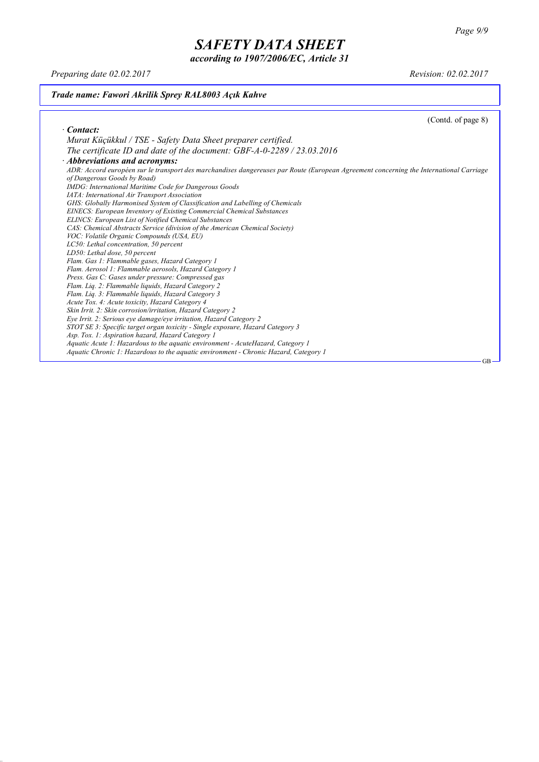*Trade name: Fawori Akrilik Sprey RAL8003 Açık Kahve*

(Contd. of page 8)

· ***Contact:***

*Murat Küçükkul / TSE - Safety Data Sheet preparer certified.*
*The certificate ID and date of the document: GBF-A-0-2289 / 23.03.2016*

· ***Abbreviations and acronyms:***

*ADR: Accord européen sur le transport des marchandises dangereuses par Route (European Agreement concerning the International Carriage of Dangerous Goods by Road)*
*IMDG: International Maritime Code for Dangerous Goods*
*IATA: International Air Transport Association*
*GHS: Globally Harmonised System of Classification and Labelling of Chemicals*
*EINECS: European Inventory of Existing Commercial Chemical Substances*
*ELINCS: European List of Notified Chemical Substances*
*CAS: Chemical Abstracts Service (division of the American Chemical Society)*
*VOC: Volatile Organic Compounds (USA, EU)*
*LC50: Lethal concentration, 50 percent*
*LD50: Lethal dose, 50 percent*
*Flam. Gas 1: Flammable gases, Hazard Category 1*
*Flam. Aerosol 1: Flammable aerosols, Hazard Category 1*
*Press. Gas C: Gases under pressure: Compressed gas*
*Flam. Liq. 2: Flammable liquids, Hazard Category 2*
*Flam. Liq. 3: Flammable liquids, Hazard Category 3*
*Acute Tox. 4: Acute toxicity, Hazard Category 4*
*Skin Irrit. 2: Skin corrosion/irritation, Hazard Category 2*
*Eye Irrit. 2: Serious eye damage/eye irritation, Hazard Category 2*
*STOT SE 3: Specific target organ toxicity - Single exposure, Hazard Category 3*
*Asp. Tox. 1: Aspiration hazard, Hazard Category 1*
*Aquatic Acute 1: Hazardous to the aquatic environment - AcuteHazard, Category 1*
*Aquatic Chronic 1: Hazardous to the aquatic environment - Chronic Hazard, Category 1*